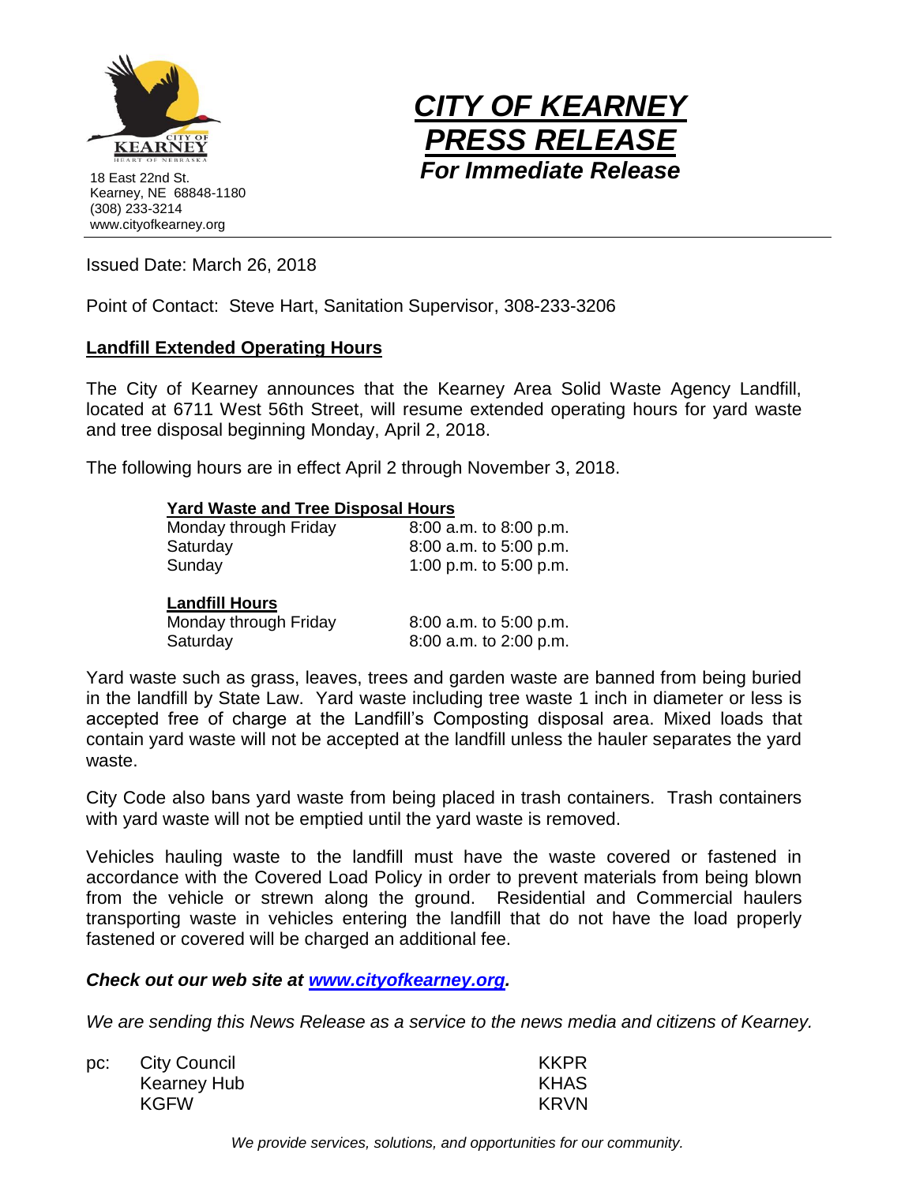18 East 22nd St.
Kearney, NE 68848-1180
(308) 233-3214
www.cityofkearney.org

# *CITY OF KEARNEY PRESS RELEASE*

***For Immediate Release***

Issued Date: March 26, 2018

Point of Contact: Steve Hart, Sanitation Supervisor, 308-233-3206

## Landfill Extended Operating Hours

The City of Kearney announces that the Kearney Area Solid Waste Agency Landfill, located at 6711 West 56th Street, will resume extended operating hours for yard waste and tree disposal beginning Monday, April 2, 2018.

The following hours are in effect April 2 through November 3, 2018.

**Yard Waste and Tree Disposal Hours**

| | |
|---|---|
| Monday through Friday | 8:00 a.m. to 8:00 p.m. |
| Saturday | 8:00 a.m. to 5:00 p.m. |
| Sunday | 1:00 p.m. to 5:00 p.m. |

**Landfill Hours**

| | |
|---|---|
| Monday through Friday | 8:00 a.m. to 5:00 p.m. |
| Saturday | 8:00 a.m. to 2:00 p.m. |

Yard waste such as grass, leaves, trees and garden waste are banned from being buried in the landfill by State Law. Yard waste including tree waste 1 inch in diameter or less is accepted free of charge at the Landfill's Composting disposal area. Mixed loads that contain yard waste will not be accepted at the landfill unless the hauler separates the yard waste.

City Code also bans yard waste from being placed in trash containers. Trash containers with yard waste will not be emptied until the yard waste is removed.

Vehicles hauling waste to the landfill must have the waste covered or fastened in accordance with the Covered Load Policy in order to prevent materials from being blown from the vehicle or strewn along the ground. Residential and Commercial haulers transporting waste in vehicles entering the landfill that do not have the load properly fastened or covered will be charged an additional fee.

***Check out our web site at www.cityofkearney.org.***

*We are sending this News Release as a service to the news media and citizens of Kearney.*

pc: City Council, Kearney Hub, KGFW, KKPR, KHAS, KRVN

*We provide services, solutions, and opportunities for our community.*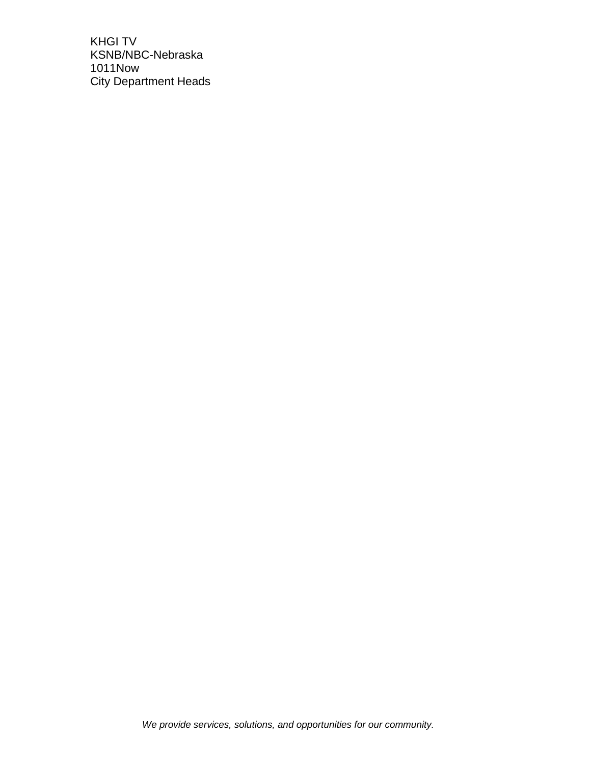KHGI TV
KSNB/NBC-Nebraska
1011Now
City Department Heads